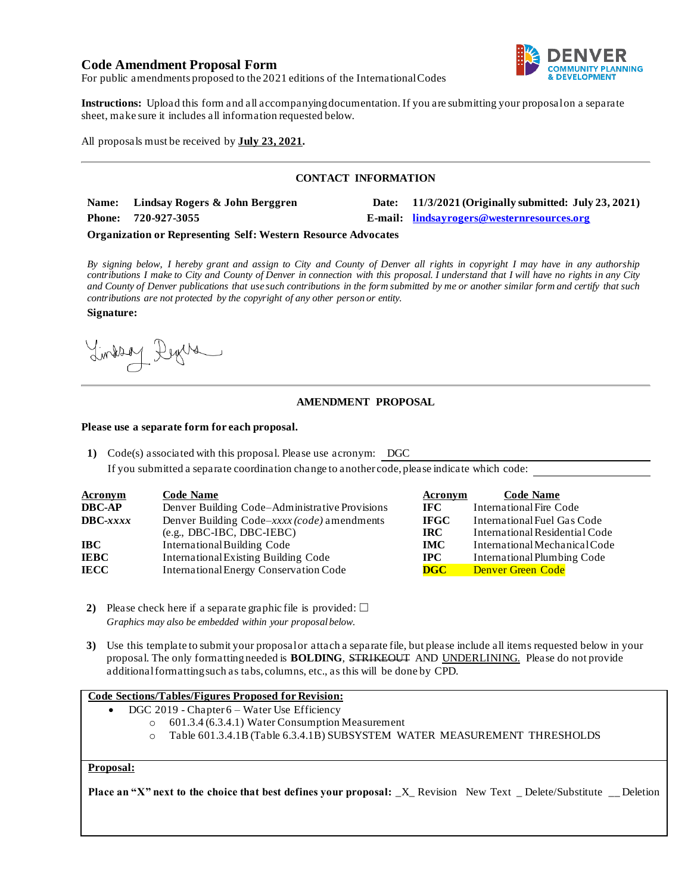# Code Amendment Proposal Form

For public amendments proposed to the 2021 editions of the International Codes

**Instructions:** Upload this form and all accompanying documentation. If you are submitting your proposal on a separate sheet, make sure it includes all information requested below.

All proposals must be received by **July 23, 2021.**

## CONTACT INFORMATION

**Name:** **Lindsay Rogers & John Berggren** **Date:** **11/3/2021 (Originally submitted: July 23, 2021)**

**Phone:** **720-927-3055** **E-mail:** **lindsayrogers@westernresources.org**

**Organization or Representing Self: Western Resource Advocates**

*By signing below, I hereby grant and assign to City and County of Denver all rights in copyright I may have in any authorship contributions I make to City and County of Denver in connection with this proposal. I understand that I will have no rights in any City and County of Denver publications that use such contributions in the form submitted by me or another similar form and certify that such contributions are not protected by the copyright of any other person or entity.*

**Signature:**

Lindsay Rogers

## AMENDMENT PROPOSAL

**Please use a separate form for each proposal.**

1) Code(s) associated with this proposal. Please use acronym: DGC
   If you submitted a separate coordination change to another code, please indicate which code:

| Acronym | Code Name | Acronym | Code Name |
|---|---|---|---|
| **DBC-AP** | Denver Building Code–Administrative Provisions | **IFC** | International Fire Code |
| **DBC-*xxxx*** | Denver Building Code–*xxxx (code)* amendments (e.g., DBC-IBC, DBC-IEBC) | **IFGC** | International Fuel Gas Code |
| | | **IRC** | International Residential Code |
| **IBC** | International Building Code | **IMC** | International Mechanical Code |
| **IEBC** | International Existing Building Code | **IPC** | International Plumbing Code |
| **IECC** | International Energy Conservation Code | **DGC** | Denver Green Code |

2) Please check here if a separate graphic file is provided: ☐
   *Graphics may also be embedded within your proposal below.*

3) Use this template to submit your proposal or attach a separate file, but please include all items requested below in your proposal. The only formatting needed is **BOLDING**, ~~STRIKEOUT~~ AND UNDERLINING. Please do not provide additional formatting such as tabs, columns, etc., as this will be done by CPD.

**Code Sections/Tables/Figures Proposed for Revision:**

- DGC 2019 - Chapter 6 – Water Use Efficiency
  - 601.3.4 (6.3.4.1) Water Consumption Measurement
  - Table 601.3.4.1B (Table 6.3.4.1B) SUBSYSTEM WATER MEASUREMENT THRESHOLDS

**Proposal:**

**Place an "X" next to the choice that best defines your proposal:** _X_ Revision New Text _ Delete/Substitute __ Deletion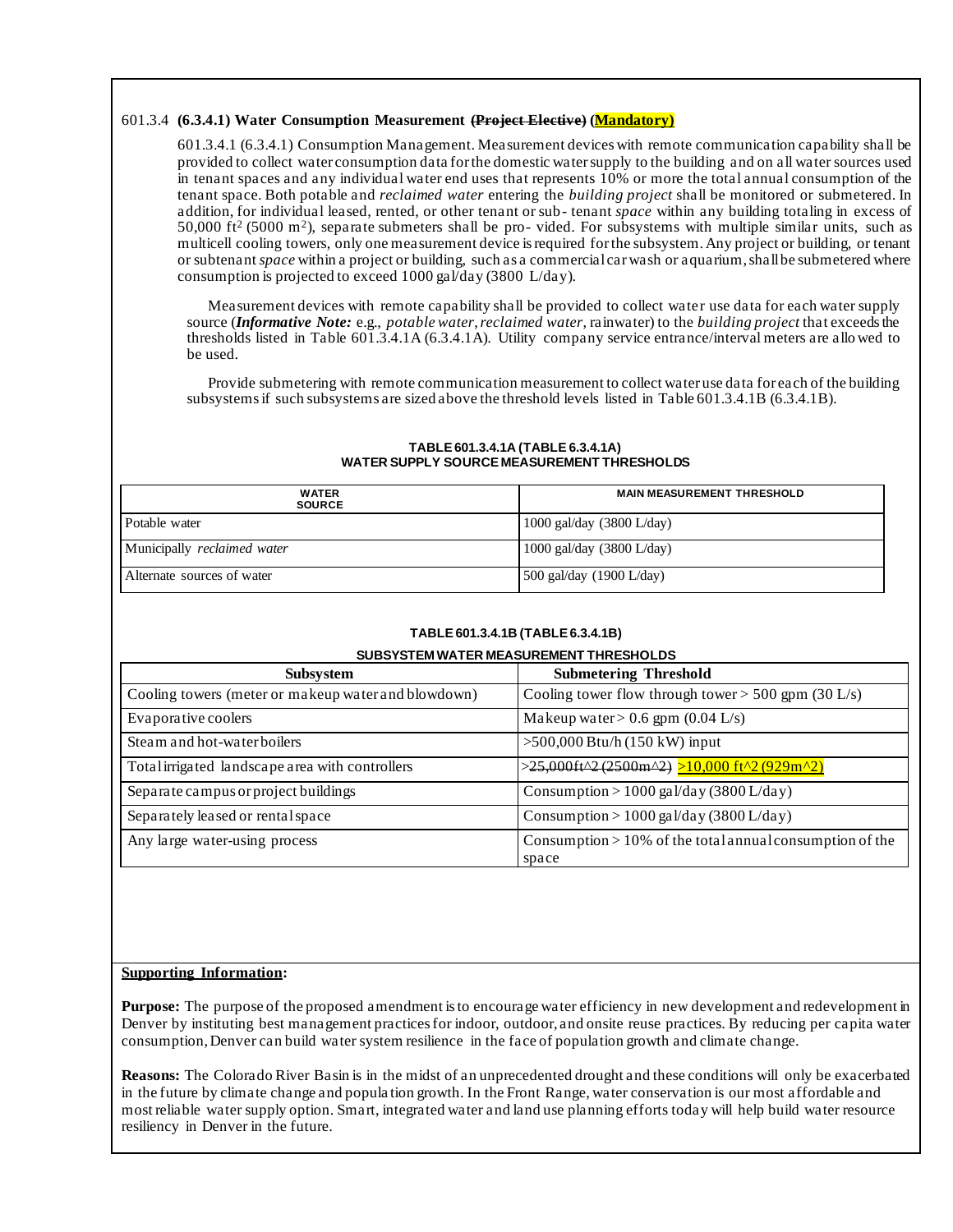601.3.4 **(6.3.4.1) Water Consumption Measurement ~~(Project Elective)~~ (Mandatory)**

601.3.4.1 (6.3.4.1) Consumption Management. Measurement devices with remote communication capability shall be provided to collect water consumption data for the domestic water supply to the building and on all water sources used in tenant spaces and any individual water end uses that represents 10% or more the total annual consumption of the tenant space. Both potable and *reclaimed water* entering the *building project* shall be monitored or submetered. In addition, for individual leased, rented, or other tenant or sub- tenant *space* within any building totaling in excess of 50,000 $ft^2$ (5000 $m^2$), separate submeters shall be pro- vided. For subsystems with multiple similar units, such as multicell cooling towers, only one measurement device is required for the subsystem. Any project or building, or tenant or subtenant *space* within a project or building, such as a commercial car wash or aquarium, shall be submetered where consumption is projected to exceed 1000 gal/day (3800 L/day).

Measurement devices with remote capability shall be provided to collect water use data for each water supply source (***Informative Note:*** e.g., *potable water*, *reclaimed water*, rainwater) to the *building project* that exceeds the thresholds listed in Table 601.3.4.1A (6.3.4.1A). Utility company service entrance/interval meters are allowed to be used.

Provide submetering with remote communication measurement to collect water use data for each of the building subsystems if such subsystems are sized above the threshold levels listed in Table 601.3.4.1B (6.3.4.1B).

**TABLE 601.3.4.1A (TABLE 6.3.4.1A)**
**WATER SUPPLY SOURCE MEASUREMENT THRESHOLDS**

| WATER SOURCE | MAIN MEASUREMENT THRESHOLD |
|---|---|
| Potable water | 1000 gal/day (3800 L/day) |
| Municipally *reclaimed water* | 1000 gal/day (3800 L/day) |
| Alternate sources of water | 500 gal/day (1900 L/day) |

**TABLE 601.3.4.1B (TABLE 6.3.4.1B)**
**SUBSYSTEM WATER MEASUREMENT THRESHOLDS**

| Subsystem | Submetering Threshold |
|---|---|
| Cooling towers (meter on makeup water and blowdown) | Cooling tower flow through tower > 500 gpm (30 L/s) |
| Evaporative coolers | Makeup water > 0.6 gpm (0.04 L/s) |
| Steam and hot-water boilers | >500,000 Btu/h (150 kW) input |
| Total irrigated landscape area with controllers | >~~25,000ft^2 (2500m^2)~~ >10,000 ft^2 (929m^2) |
| Separate campus or project buildings | Consumption > 1000 gal/day (3800 L/day) |
| Separately leased or rental space | Consumption > 1000 gal/day (3800 L/day) |
| Any large water-using process | Consumption > 10% of the total annual consumption of the space |

**Supporting Information:**

**Purpose:** The purpose of the proposed amendment is to encourage water efficiency in new development and redevelopment in Denver by instituting best management practices for indoor, outdoor, and onsite reuse practices. By reducing per capita water consumption, Denver can build water system resilience in the face of population growth and climate change.

**Reasons:** The Colorado River Basin is in the midst of an unprecedented drought and these conditions will only be exacerbated in the future by climate change and population growth. In the Front Range, water conservation is our most affordable and most reliable water supply option. Smart, integrated water and land use planning efforts today will help build water resource resiliency in Denver in the future.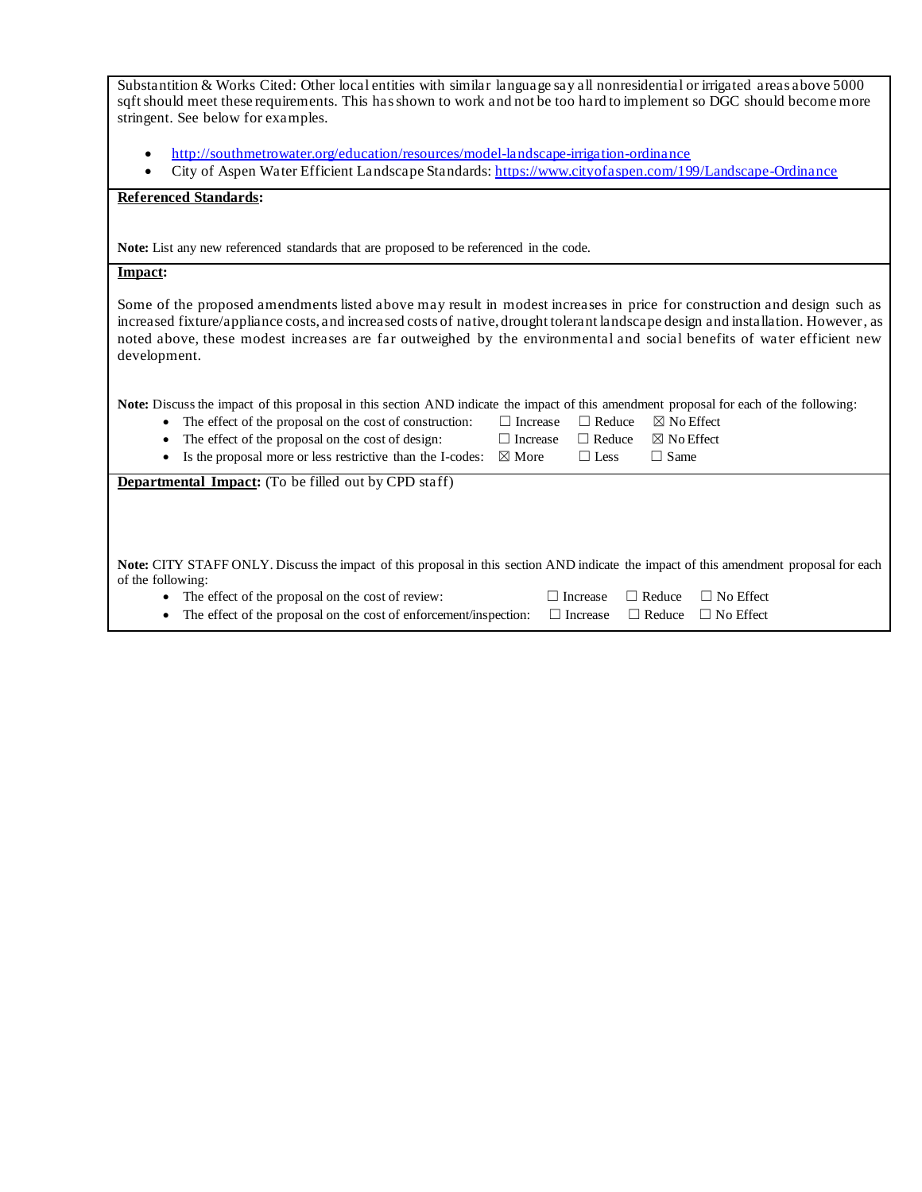Substantition & Works Cited: Other local entities with similar language say all nonresidential or irrigated areas above 5000 sqft should meet these requirements. This has shown to work and not be too hard to implement so DGC should become more stringent. See below for examples.

- http://southmetrowater.org/education/resources/model-landscape-irrigation-ordinance
- City of Aspen Water Efficient Landscape Standards: https://www.cityofaspen.com/199/Landscape-Ordinance

**Referenced Standards:**

**Note:** List any new referenced standards that are proposed to be referenced in the code.

**Impact:**

Some of the proposed amendments listed above may result in modest increases in price for construction and design such as increased fixture/appliance costs, and increased costs of native, drought tolerant landscape design and installation. However, as noted above, these modest increases are far outweighed by the environmental and social benefits of water efficient new development.

**Note:** Discuss the impact of this proposal in this section AND indicate the impact of this amendment proposal for each of the following:

- The effect of the proposal on the cost of construction: ☐ Increase ☐ Reduce ☒ No Effect
- The effect of the proposal on the cost of design: ☐ Increase ☐ Reduce ☒ No Effect
- Is the proposal more or less restrictive than the I-codes: ☒ More ☐ Less ☐ Same

**Departmental Impact:** (To be filled out by CPD staff)

**Note:** CITY STAFF ONLY. Discuss the impact of this proposal in this section AND indicate the impact of this amendment proposal for each of the following:

- The effect of the proposal on the cost of review: ☐ Increase ☐ Reduce ☐ No Effect
- The effect of the proposal on the cost of enforcement/inspection: ☐ Increase ☐ Reduce ☐ No Effect